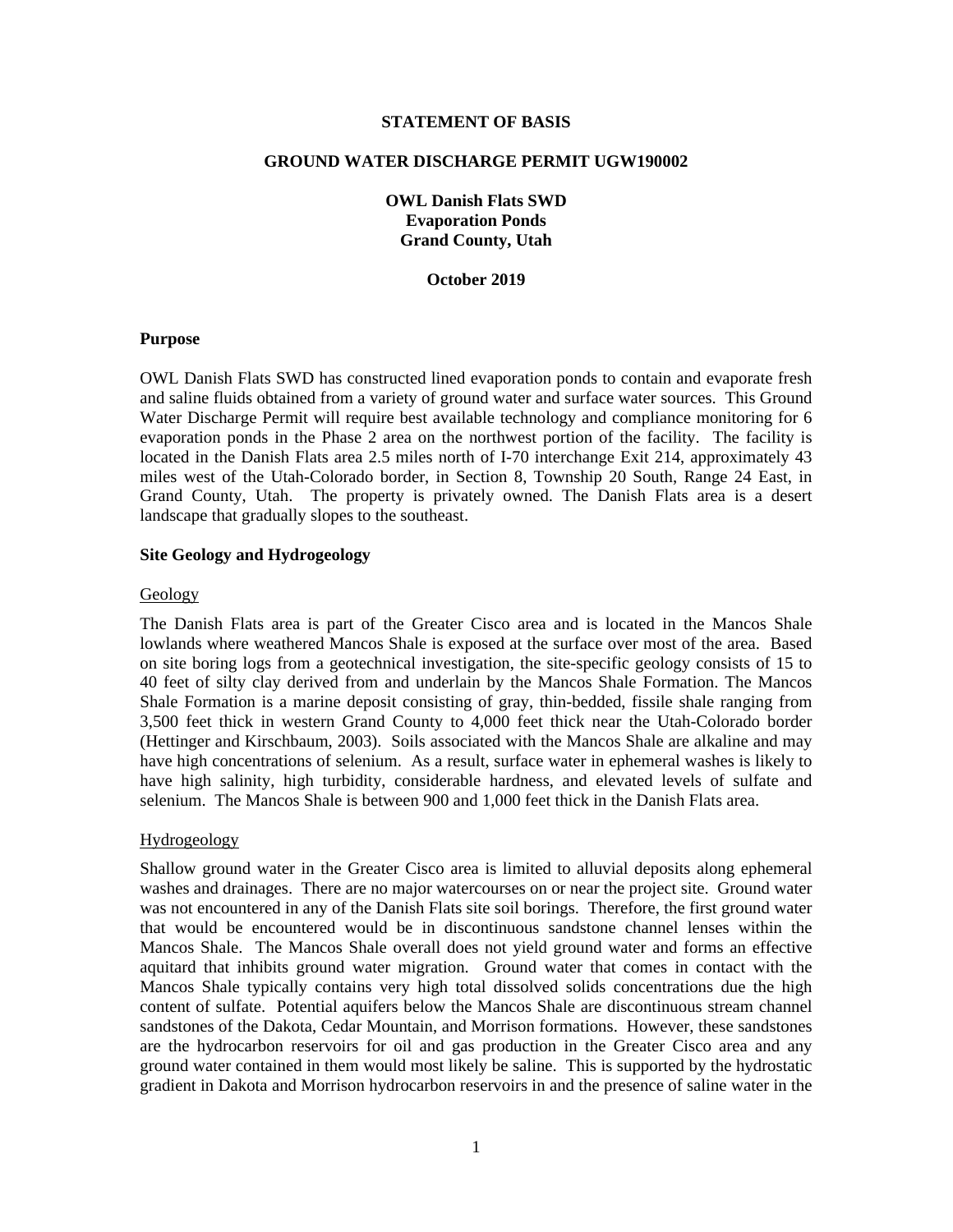**STATEMENT OF BASIS**

**GROUND WATER DISCHARGE PERMIT UGW190002**

**OWL Danish Flats SWD**
**Evaporation Ponds**
**Grand County, Utah**

**October 2019**

## Purpose

OWL Danish Flats SWD has constructed lined evaporation ponds to contain and evaporate fresh and saline fluids obtained from a variety of ground water and surface water sources. This Ground Water Discharge Permit will require best available technology and compliance monitoring for 6 evaporation ponds in the Phase 2 area on the northwest portion of the facility. The facility is located in the Danish Flats area 2.5 miles north of I-70 interchange Exit 214, approximately 43 miles west of the Utah-Colorado border, in Section 8, Township 20 South, Range 24 East, in Grand County, Utah. The property is privately owned. The Danish Flats area is a desert landscape that gradually slopes to the southeast.

## Site Geology and Hydrogeology

### Geology

The Danish Flats area is part of the Greater Cisco area and is located in the Mancos Shale lowlands where weathered Mancos Shale is exposed at the surface over most of the area. Based on site boring logs from a geotechnical investigation, the site-specific geology consists of 15 to 40 feet of silty clay derived from and underlain by the Mancos Shale Formation. The Mancos Shale Formation is a marine deposit consisting of gray, thin-bedded, fissile shale ranging from 3,500 feet thick in western Grand County to 4,000 feet thick near the Utah-Colorado border (Hettinger and Kirschbaum, 2003). Soils associated with the Mancos Shale are alkaline and may have high concentrations of selenium. As a result, surface water in ephemeral washes is likely to have high salinity, high turbidity, considerable hardness, and elevated levels of sulfate and selenium. The Mancos Shale is between 900 and 1,000 feet thick in the Danish Flats area.

### Hydrogeology

Shallow ground water in the Greater Cisco area is limited to alluvial deposits along ephemeral washes and drainages. There are no major watercourses on or near the project site. Ground water was not encountered in any of the Danish Flats site soil borings. Therefore, the first ground water that would be encountered would be in discontinuous sandstone channel lenses within the Mancos Shale. The Mancos Shale overall does not yield ground water and forms an effective aquitard that inhibits ground water migration. Ground water that comes in contact with the Mancos Shale typically contains very high total dissolved solids concentrations due the high content of sulfate. Potential aquifers below the Mancos Shale are discontinuous stream channel sandstones of the Dakota, Cedar Mountain, and Morrison formations. However, these sandstones are the hydrocarbon reservoirs for oil and gas production in the Greater Cisco area and any ground water contained in them would most likely be saline. This is supported by the hydrostatic gradient in Dakota and Morrison hydrocarbon reservoirs in and the presence of saline water in the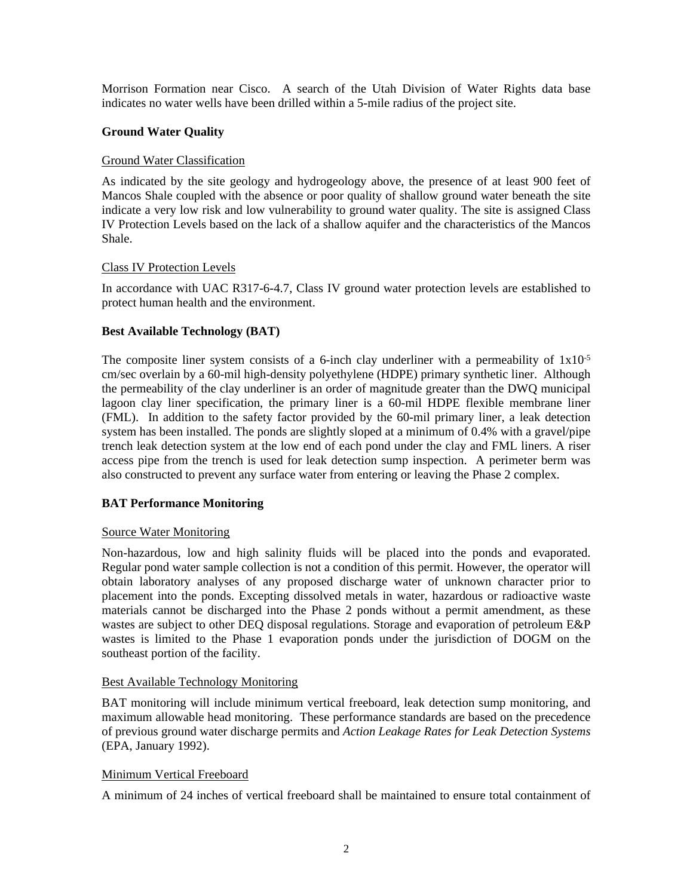Morrison Formation near Cisco. A search of the Utah Division of Water Rights data base indicates no water wells have been drilled within a 5-mile radius of the project site.

**Ground Water Quality**

Ground Water Classification

As indicated by the site geology and hydrogeology above, the presence of at least 900 feet of Mancos Shale coupled with the absence or poor quality of shallow ground water beneath the site indicate a very low risk and low vulnerability to ground water quality. The site is assigned Class IV Protection Levels based on the lack of a shallow aquifer and the characteristics of the Mancos Shale.

Class IV Protection Levels

In accordance with UAC R317-6-4.7, Class IV ground water protection levels are established to protect human health and the environment.

**Best Available Technology (BAT)**

The composite liner system consists of a 6-inch clay underliner with a permeability of $1x10^{-5}$ cm/sec overlain by a 60-mil high-density polyethylene (HDPE) primary synthetic liner. Although the permeability of the clay underliner is an order of magnitude greater than the DWQ municipal lagoon clay liner specification, the primary liner is a 60-mil HDPE flexible membrane liner (FML). In addition to the safety factor provided by the 60-mil primary liner, a leak detection system has been installed. The ponds are slightly sloped at a minimum of 0.4% with a gravel/pipe trench leak detection system at the low end of each pond under the clay and FML liners. A riser access pipe from the trench is used for leak detection sump inspection. A perimeter berm was also constructed to prevent any surface water from entering or leaving the Phase 2 complex.

**BAT Performance Monitoring**

Source Water Monitoring

Non-hazardous, low and high salinity fluids will be placed into the ponds and evaporated. Regular pond water sample collection is not a condition of this permit. However, the operator will obtain laboratory analyses of any proposed discharge water of unknown character prior to placement into the ponds. Excepting dissolved metals in water, hazardous or radioactive waste materials cannot be discharged into the Phase 2 ponds without a permit amendment, as these wastes are subject to other DEQ disposal regulations. Storage and evaporation of petroleum E&P wastes is limited to the Phase 1 evaporation ponds under the jurisdiction of DOGM on the southeast portion of the facility.

Best Available Technology Monitoring

BAT monitoring will include minimum vertical freeboard, leak detection sump monitoring, and maximum allowable head monitoring. These performance standards are based on the precedence of previous ground water discharge permits and *Action Leakage Rates for Leak Detection Systems* (EPA, January 1992).

Minimum Vertical Freeboard

A minimum of 24 inches of vertical freeboard shall be maintained to ensure total containment of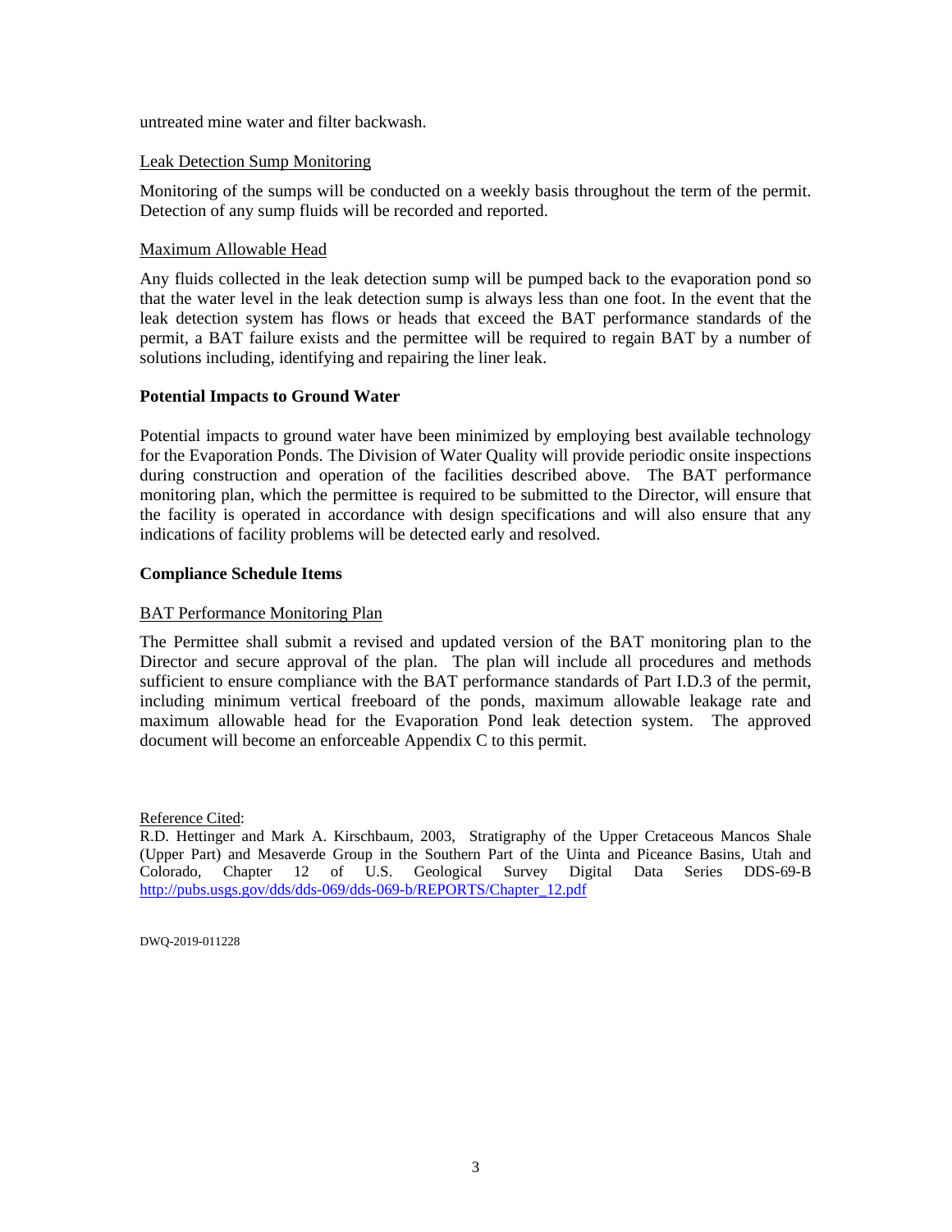untreated mine water and filter backwash.

Leak Detection Sump Monitoring

Monitoring of the sumps will be conducted on a weekly basis throughout the term of the permit. Detection of any sump fluids will be recorded and reported.

Maximum Allowable Head

Any fluids collected in the leak detection sump will be pumped back to the evaporation pond so that the water level in the leak detection sump is always less than one foot. In the event that the leak detection system has flows or heads that exceed the BAT performance standards of the permit, a BAT failure exists and the permittee will be required to regain BAT by a number of solutions including, identifying and repairing the liner leak.

**Potential Impacts to Ground Water**

Potential impacts to ground water have been minimized by employing best available technology for the Evaporation Ponds. The Division of Water Quality will provide periodic onsite inspections during construction and operation of the facilities described above. The BAT performance monitoring plan, which the permittee is required to be submitted to the Director, will ensure that the facility is operated in accordance with design specifications and will also ensure that any indications of facility problems will be detected early and resolved.

**Compliance Schedule Items**

BAT Performance Monitoring Plan

The Permittee shall submit a revised and updated version of the BAT monitoring plan to the Director and secure approval of the plan. The plan will include all procedures and methods sufficient to ensure compliance with the BAT performance standards of Part I.D.3 of the permit, including minimum vertical freeboard of the ponds, maximum allowable leakage rate and maximum allowable head for the Evaporation Pond leak detection system. The approved document will become an enforceable Appendix C to this permit.

Reference Cited:

R.D. Hettinger and Mark A. Kirschbaum, 2003, Stratigraphy of the Upper Cretaceous Mancos Shale (Upper Part) and Mesaverde Group in the Southern Part of the Uinta and Piceance Basins, Utah and Colorado, Chapter 12 of U.S. Geological Survey Digital Data Series DDS-69-B http://pubs.usgs.gov/dds/dds-069/dds-069-b/REPORTS/Chapter_12.pdf

DWQ-2019-011228